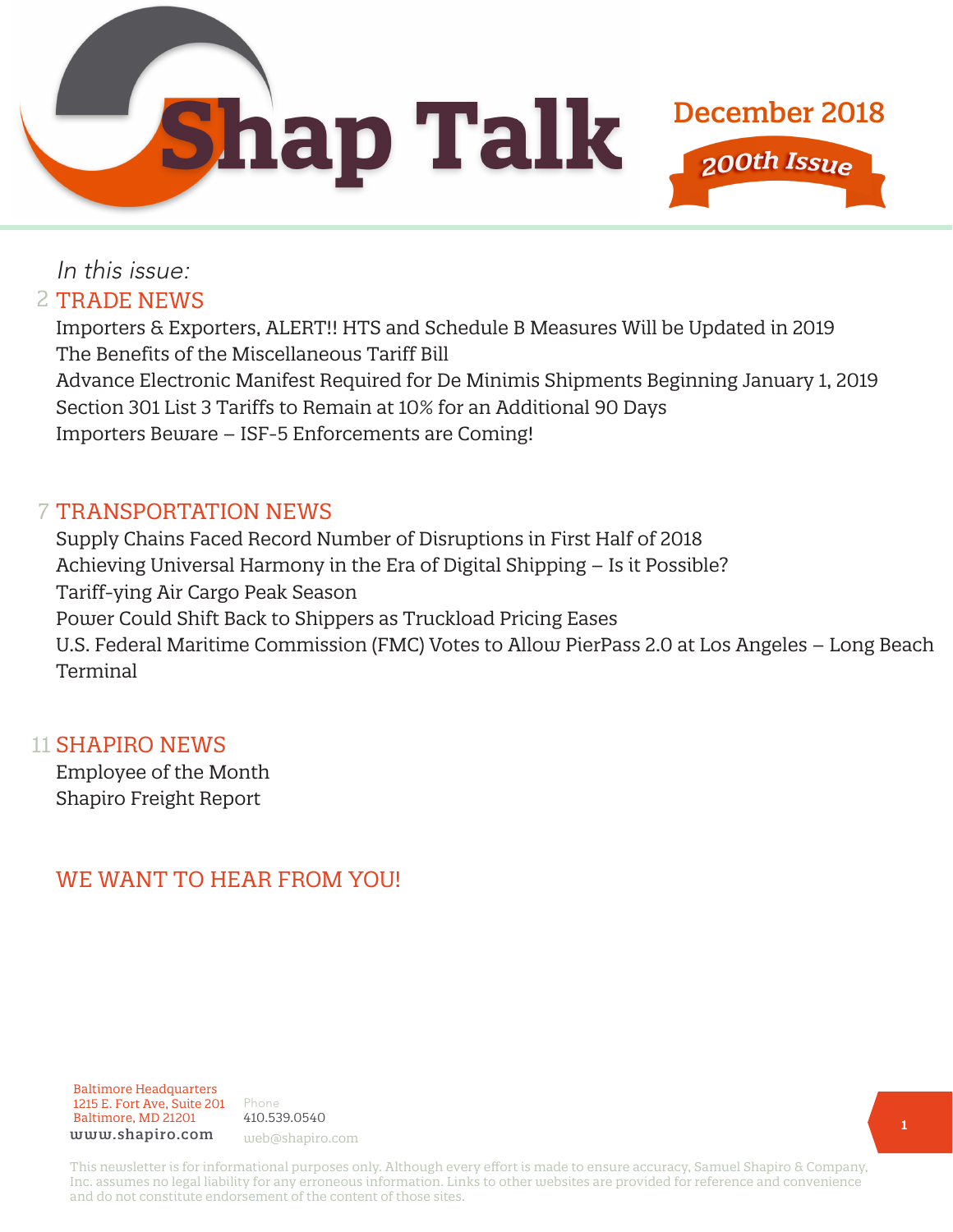# Shap Talk

December 2018

*200th Issue*

*In this issue:*

## 2 TRADE NEWS

Importers & Exporters, ALERT!! HTS and Schedule B Measures Will be Updated in 2019
The Benefits of the Miscellaneous Tariff Bill
Advance Electronic Manifest Required for De Minimis Shipments Beginning January 1, 2019
Section 301 List 3 Tariffs to Remain at 10% for an Additional 90 Days
Importers Beware – ISF-5 Enforcements are Coming!

## 7 TRANSPORTATION NEWS

Supply Chains Faced Record Number of Disruptions in First Half of 2018
Achieving Universal Harmony in the Era of Digital Shipping – Is it Possible?
Tariff-ying Air Cargo Peak Season
Power Could Shift Back to Shippers as Truckload Pricing Eases
U.S. Federal Maritime Commission (FMC) Votes to Allow PierPass 2.0 at Los Angeles – Long Beach Terminal

## 11 SHAPIRO NEWS

Employee of the Month
Shapiro Freight Report

## WE WANT TO HEAR FROM YOU!

Baltimore Headquarters
1215 E. Fort Ave, Suite 201
Baltimore, MD 21201
www.shapiro.com

Phone
410.539.0540
web@shapiro.com

This newsletter is for informational purposes only. Although every effort is made to ensure accuracy, Samuel Shapiro & Company, Inc. assumes no legal liability for any erroneous information. Links to other websites are provided for reference and convenience and do not constitute endorsement of the content of those sites.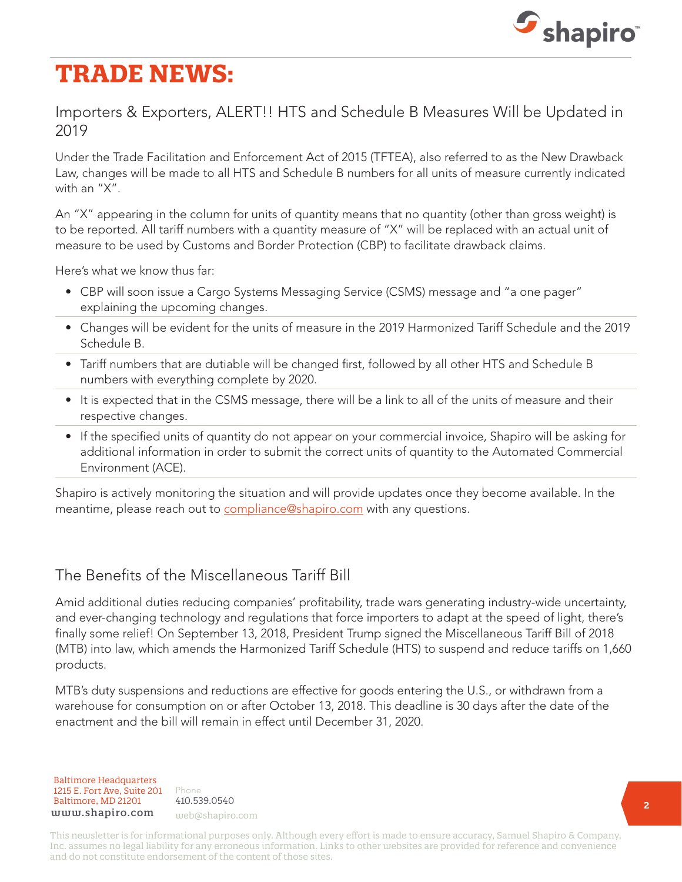# TRADE NEWS:

## Importers & Exporters, ALERT!! HTS and Schedule B Measures Will be Updated in 2019

Under the Trade Facilitation and Enforcement Act of 2015 (TFTEA), also referred to as the New Drawback Law, changes will be made to all HTS and Schedule B numbers for all units of measure currently indicated with an "X".

An "X" appearing in the column for units of quantity means that no quantity (other than gross weight) is to be reported. All tariff numbers with a quantity measure of "X" will be replaced with an actual unit of measure to be used by Customs and Border Protection (CBP) to facilitate drawback claims.

Here's what we know thus far:

- CBP will soon issue a Cargo Systems Messaging Service (CSMS) message and "a one pager" explaining the upcoming changes.
- Changes will be evident for the units of measure in the 2019 Harmonized Tariff Schedule and the 2019 Schedule B.
- Tariff numbers that are dutiable will be changed first, followed by all other HTS and Schedule B numbers with everything complete by 2020.
- It is expected that in the CSMS message, there will be a link to all of the units of measure and their respective changes.
- If the specified units of quantity do not appear on your commercial invoice, Shapiro will be asking for additional information in order to submit the correct units of quantity to the Automated Commercial Environment (ACE).

Shapiro is actively monitoring the situation and will provide updates once they become available. In the meantime, please reach out to compliance@shapiro.com with any questions.

## The Benefits of the Miscellaneous Tariff Bill

Amid additional duties reducing companies' profitability, trade wars generating industry-wide uncertainty, and ever-changing technology and regulations that force importers to adapt at the speed of light, there's finally some relief! On September 13, 2018, President Trump signed the Miscellaneous Tariff Bill of 2018 (MTB) into law, which amends the Harmonized Tariff Schedule (HTS) to suspend and reduce tariffs on 1,660 products.

MTB's duty suspensions and reductions are effective for goods entering the U.S., or withdrawn from a warehouse for consumption on or after October 13, 2018. This deadline is 30 days after the date of the enactment and the bill will remain in effect until December 31, 2020.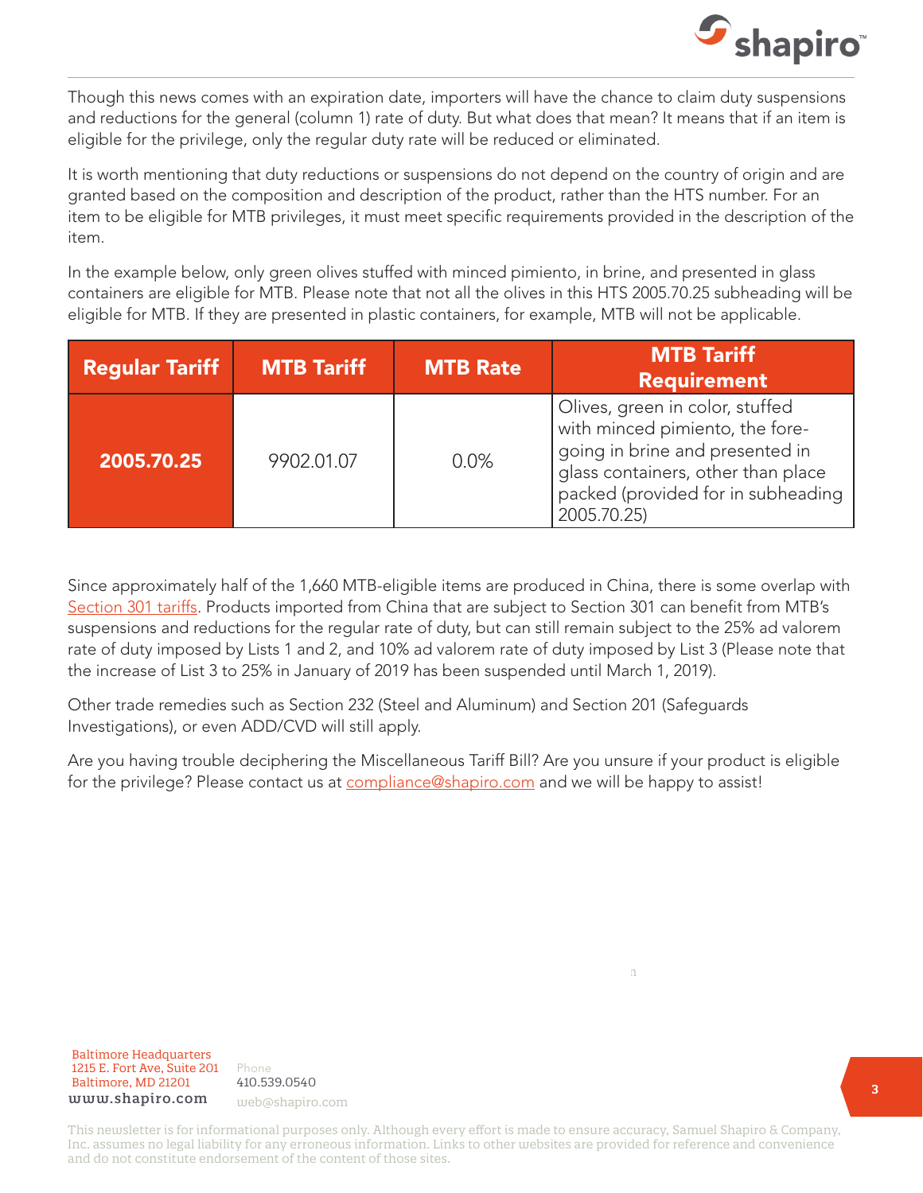Though this news comes with an expiration date, importers will have the chance to claim duty suspensions and reductions for the general (column 1) rate of duty. But what does that mean? It means that if an item is eligible for the privilege, only the regular duty rate will be reduced or eliminated.

It is worth mentioning that duty reductions or suspensions do not depend on the country of origin and are granted based on the composition and description of the product, rather than the HTS number. For an item to be eligible for MTB privileges, it must meet specific requirements provided in the description of the item.

In the example below, only green olives stuffed with minced pimiento, in brine, and presented in glass containers are eligible for MTB. Please note that not all the olives in this HTS 2005.70.25 subheading will be eligible for MTB. If they are presented in plastic containers, for example, MTB will not be applicable.

| Regular Tariff | MTB Tariff | MTB Rate | MTB Tariff Requirement |
|---|---|---|---|
| **2005.70.25** | 9902.01.07 | 0.0% | Olives, green in color, stuffed with minced pimiento, the fore-going in brine and presented in glass containers, other than place packed (provided for in subheading 2005.70.25) |

Since approximately half of the 1,660 MTB-eligible items are produced in China, there is some overlap with Section 301 tariffs. Products imported from China that are subject to Section 301 can benefit from MTB's suspensions and reductions for the regular rate of duty, but can still remain subject to the 25% ad valorem rate of duty imposed by Lists 1 and 2, and 10% ad valorem rate of duty imposed by List 3 (Please note that the increase of List 3 to 25% in January of 2019 has been suspended until March 1, 2019).

Other trade remedies such as Section 232 (Steel and Aluminum) and Section 201 (Safeguards Investigations), or even ADD/CVD will still apply.

Are you having trouble deciphering the Miscellaneous Tariff Bill? Are you unsure if your product is eligible for the privilege? Please contact us at compliance@shapiro.com and we will be happy to assist!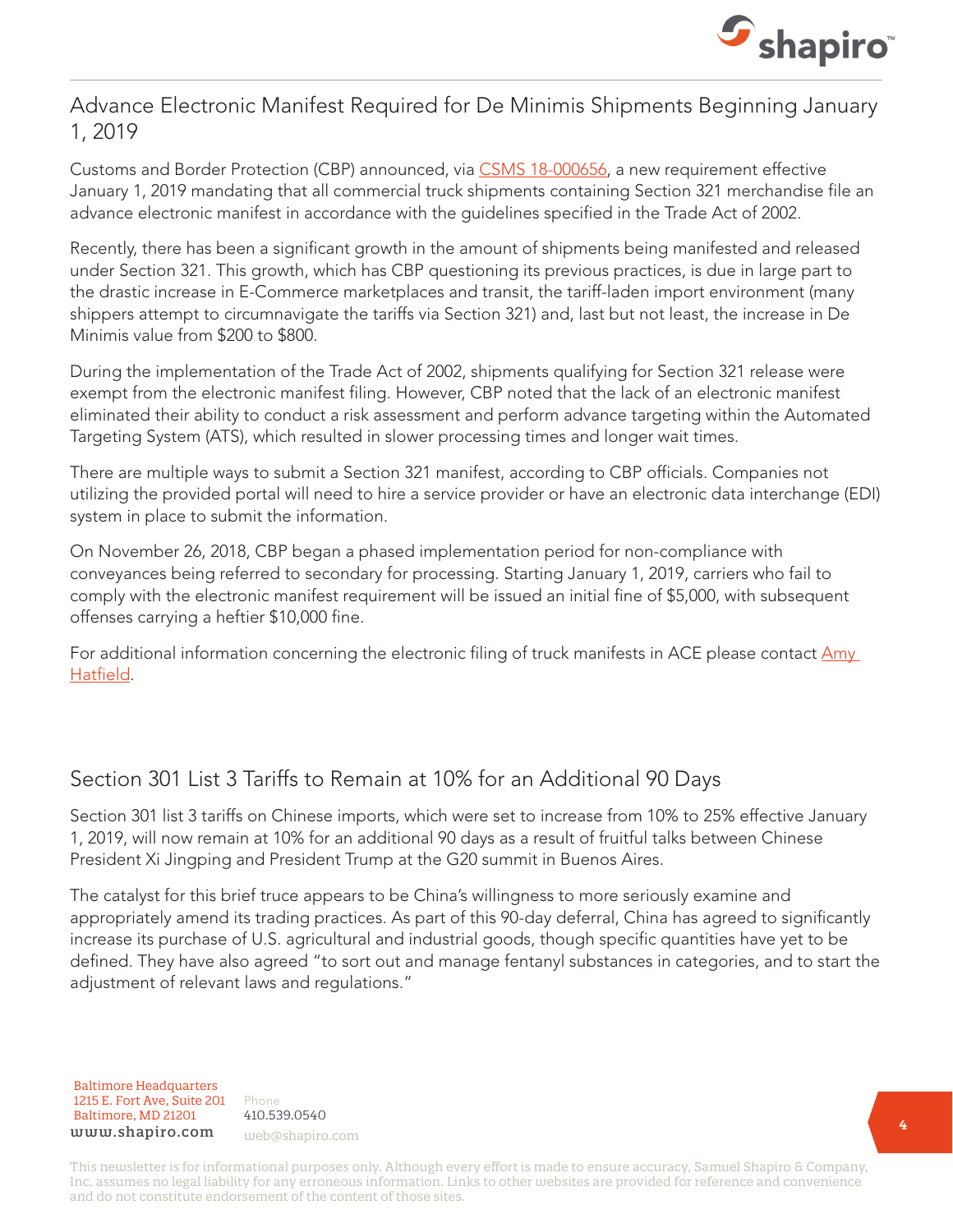## Advance Electronic Manifest Required for De Minimis Shipments Beginning January 1, 2019

Customs and Border Protection (CBP) announced, via CSMS 18-000656, a new requirement effective January 1, 2019 mandating that all commercial truck shipments containing Section 321 merchandise file an advance electronic manifest in accordance with the guidelines specified in the Trade Act of 2002.

Recently, there has been a significant growth in the amount of shipments being manifested and released under Section 321. This growth, which has CBP questioning its previous practices, is due in large part to the drastic increase in E-Commerce marketplaces and transit, the tariff-laden import environment (many shippers attempt to circumnavigate the tariffs via Section 321) and, last but not least, the increase in De Minimis value from $200 to $800.

During the implementation of the Trade Act of 2002, shipments qualifying for Section 321 release were exempt from the electronic manifest filing. However, CBP noted that the lack of an electronic manifest eliminated their ability to conduct a risk assessment and perform advance targeting within the Automated Targeting System (ATS), which resulted in slower processing times and longer wait times.

There are multiple ways to submit a Section 321 manifest, according to CBP officials. Companies not utilizing the provided portal will need to hire a service provider or have an electronic data interchange (EDI) system in place to submit the information.

On November 26, 2018, CBP began a phased implementation period for non-compliance with conveyances being referred to secondary for processing. Starting January 1, 2019, carriers who fail to comply with the electronic manifest requirement will be issued an initial fine of $5,000, with subsequent offenses carrying a heftier $10,000 fine.

For additional information concerning the electronic filing of truck manifests in ACE please contact Amy Hatfield.

## Section 301 List 3 Tariffs to Remain at 10% for an Additional 90 Days

Section 301 list 3 tariffs on Chinese imports, which were set to increase from 10% to 25% effective January 1, 2019, will now remain at 10% for an additional 90 days as a result of fruitful talks between Chinese President Xi Jingping and President Trump at the G20 summit in Buenos Aires.

The catalyst for this brief truce appears to be China's willingness to more seriously examine and appropriately amend its trading practices. As part of this 90-day deferral, China has agreed to significantly increase its purchase of U.S. agricultural and industrial goods, though specific quantities have yet to be defined. They have also agreed "to sort out and manage fentanyl substances in categories, and to start the adjustment of relevant laws and regulations."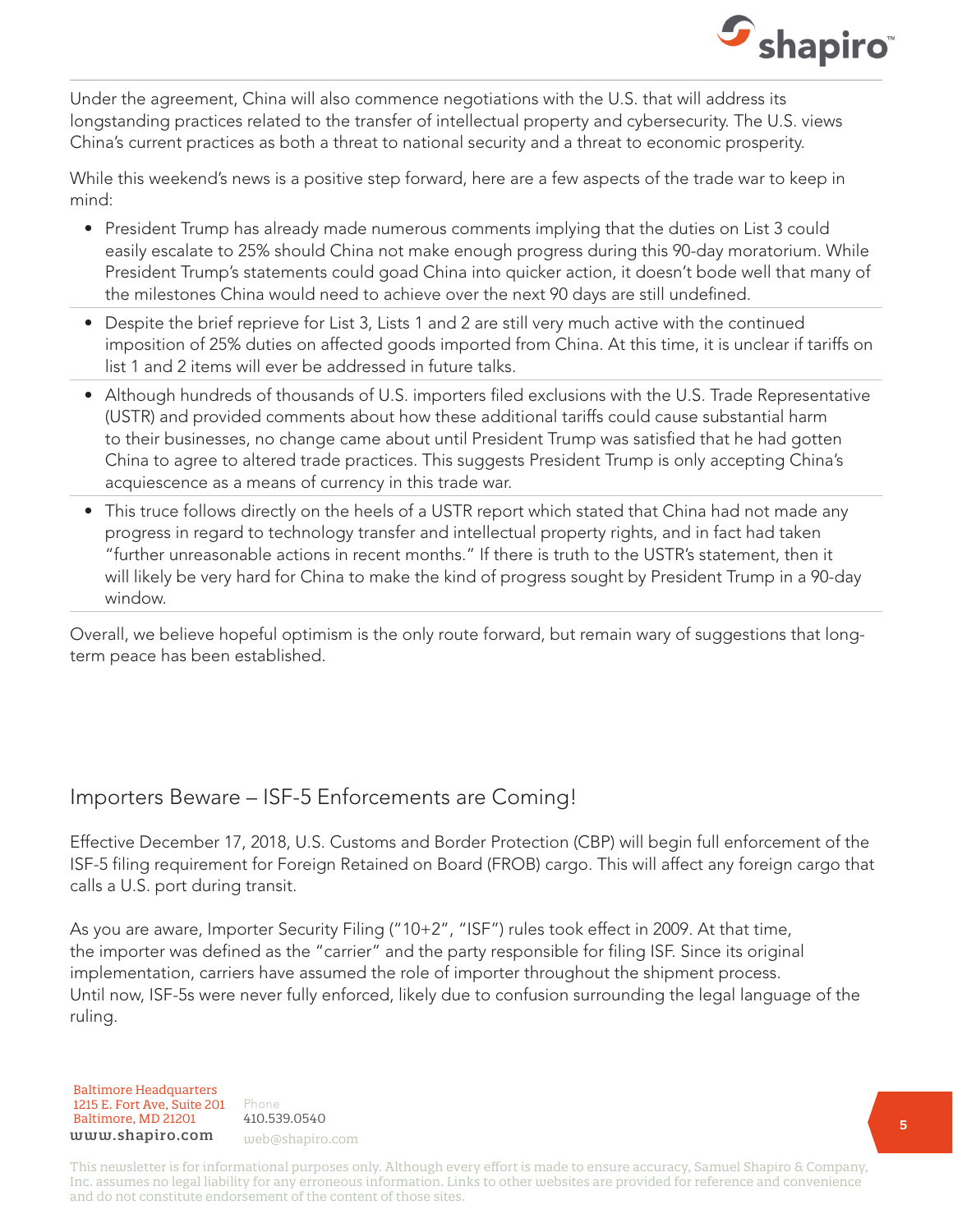Under the agreement, China will also commence negotiations with the U.S. that will address its longstanding practices related to the transfer of intellectual property and cybersecurity. The U.S. views China's current practices as both a threat to national security and a threat to economic prosperity.

While this weekend's news is a positive step forward, here are a few aspects of the trade war to keep in mind:

- President Trump has already made numerous comments implying that the duties on List 3 could easily escalate to 25% should China not make enough progress during this 90-day moratorium. While President Trump's statements could goad China into quicker action, it doesn't bode well that many of the milestones China would need to achieve over the next 90 days are still undefined.
- Despite the brief reprieve for List 3, Lists 1 and 2 are still very much active with the continued imposition of 25% duties on affected goods imported from China. At this time, it is unclear if tariffs on list 1 and 2 items will ever be addressed in future talks.
- Although hundreds of thousands of U.S. importers filed exclusions with the U.S. Trade Representative (USTR) and provided comments about how these additional tariffs could cause substantial harm to their businesses, no change came about until President Trump was satisfied that he had gotten China to agree to altered trade practices. This suggests President Trump is only accepting China's acquiescence as a means of currency in this trade war.
- This truce follows directly on the heels of a USTR report which stated that China had not made any progress in regard to technology transfer and intellectual property rights, and in fact had taken "further unreasonable actions in recent months." If there is truth to the USTR's statement, then it will likely be very hard for China to make the kind of progress sought by President Trump in a 90-day window.

Overall, we believe hopeful optimism is the only route forward, but remain wary of suggestions that long-term peace has been established.

## Importers Beware – ISF-5 Enforcements are Coming!

Effective December 17, 2018, U.S. Customs and Border Protection (CBP) will begin full enforcement of the ISF-5 filing requirement for Foreign Retained on Board (FROB) cargo. This will affect any foreign cargo that calls a U.S. port during transit.

As you are aware, Importer Security Filing ("10+2", "ISF") rules took effect in 2009. At that time, the importer was defined as the "carrier" and the party responsible for filing ISF. Since its original implementation, carriers have assumed the role of importer throughout the shipment process. Until now, ISF-5s were never fully enforced, likely due to confusion surrounding the legal language of the ruling.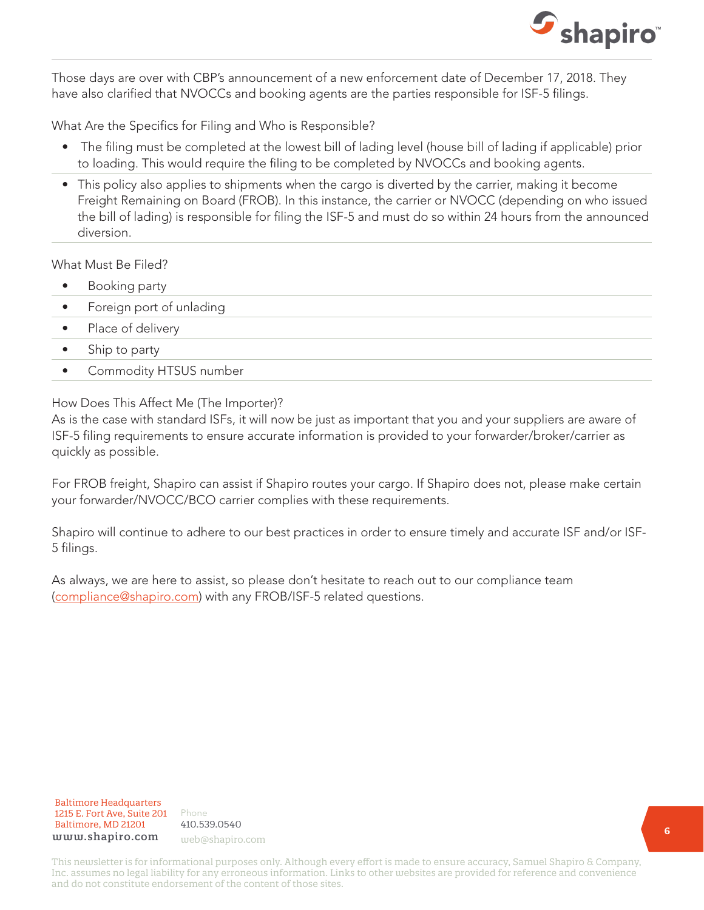Those days are over with CBP's announcement of a new enforcement date of December 17, 2018. They have also clarified that NVOCCs and booking agents are the parties responsible for ISF-5 filings.

What Are the Specifics for Filing and Who is Responsible?

- The filing must be completed at the lowest bill of lading level (house bill of lading if applicable) prior to loading. This would require the filing to be completed by NVOCCs and booking agents.
- This policy also applies to shipments when the cargo is diverted by the carrier, making it become Freight Remaining on Board (FROB). In this instance, the carrier or NVOCC (depending on who issued the bill of lading) is responsible for filing the ISF-5 and must do so within 24 hours from the announced diversion.

What Must Be Filed?

- Booking party
- Foreign port of unlading
- Place of delivery
- Ship to party
- Commodity HTSUS number

How Does This Affect Me (The Importer)?
As is the case with standard ISFs, it will now be just as important that you and your suppliers are aware of ISF-5 filing requirements to ensure accurate information is provided to your forwarder/broker/carrier as quickly as possible.

For FROB freight, Shapiro can assist if Shapiro routes your cargo. If Shapiro does not, please make certain your forwarder/NVOCC/BCO carrier complies with these requirements.

Shapiro will continue to adhere to our best practices in order to ensure timely and accurate ISF and/or ISF-5 filings.

As always, we are here to assist, so please don't hesitate to reach out to our compliance team (compliance@shapiro.com) with any FROB/ISF-5 related questions.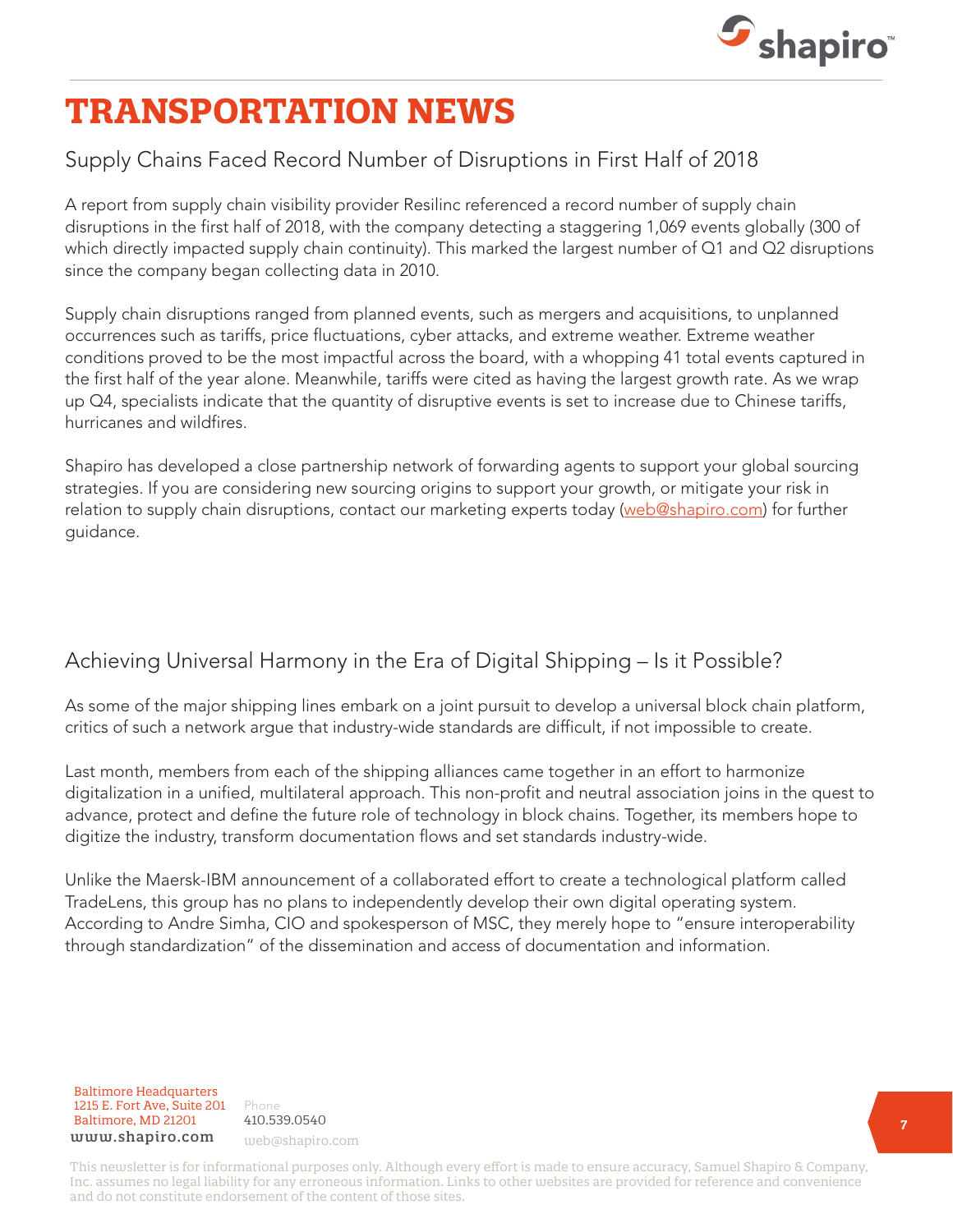# TRANSPORTATION NEWS

## Supply Chains Faced Record Number of Disruptions in First Half of 2018

A report from supply chain visibility provider Resilinc referenced a record number of supply chain disruptions in the first half of 2018, with the company detecting a staggering 1,069 events globally (300 of which directly impacted supply chain continuity). This marked the largest number of Q1 and Q2 disruptions since the company began collecting data in 2010.

Supply chain disruptions ranged from planned events, such as mergers and acquisitions, to unplanned occurrences such as tariffs, price fluctuations, cyber attacks, and extreme weather. Extreme weather conditions proved to be the most impactful across the board, with a whopping 41 total events captured in the first half of the year alone. Meanwhile, tariffs were cited as having the largest growth rate. As we wrap up Q4, specialists indicate that the quantity of disruptive events is set to increase due to Chinese tariffs, hurricanes and wildfires.

Shapiro has developed a close partnership network of forwarding agents to support your global sourcing strategies. If you are considering new sourcing origins to support your growth, or mitigate your risk in relation to supply chain disruptions, contact our marketing experts today (web@shapiro.com) for further guidance.

## Achieving Universal Harmony in the Era of Digital Shipping – Is it Possible?

As some of the major shipping lines embark on a joint pursuit to develop a universal block chain platform, critics of such a network argue that industry-wide standards are difficult, if not impossible to create.

Last month, members from each of the shipping alliances came together in an effort to harmonize digitalization in a unified, multilateral approach. This non-profit and neutral association joins in the quest to advance, protect and define the future role of technology in block chains. Together, its members hope to digitize the industry, transform documentation flows and set standards industry-wide.

Unlike the Maersk-IBM announcement of a collaborated effort to create a technological platform called TradeLens, this group has no plans to independently develop their own digital operating system. According to Andre Simha, CIO and spokesperson of MSC, they merely hope to "ensure interoperability through standardization" of the dissemination and access of documentation and information.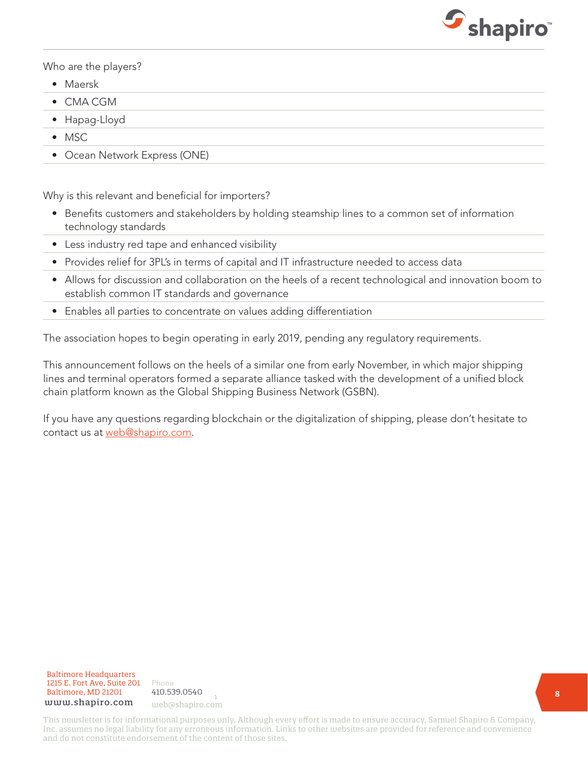Who are the players?

- Maersk
- CMA CGM
- Hapag-Lloyd
- MSC
- Ocean Network Express (ONE)

Why is this relevant and beneficial for importers?

- Benefits customers and stakeholders by holding steamship lines to a common set of information technology standards
- Less industry red tape and enhanced visibility
- Provides relief for 3PL's in terms of capital and IT infrastructure needed to access data
- Allows for discussion and collaboration on the heels of a recent technological and innovation boom to establish common IT standards and governance
- Enables all parties to concentrate on values adding differentiation

The association hopes to begin operating in early 2019, pending any regulatory requirements.

This announcement follows on the heels of a similar one from early November, in which major shipping lines and terminal operators formed a separate alliance tasked with the development of a unified block chain platform known as the Global Shipping Business Network (GSBN).

If you have any questions regarding blockchain or the digitalization of shipping, please don't hesitate to contact us at [web@shapiro.com](mailto:web@shapiro.com).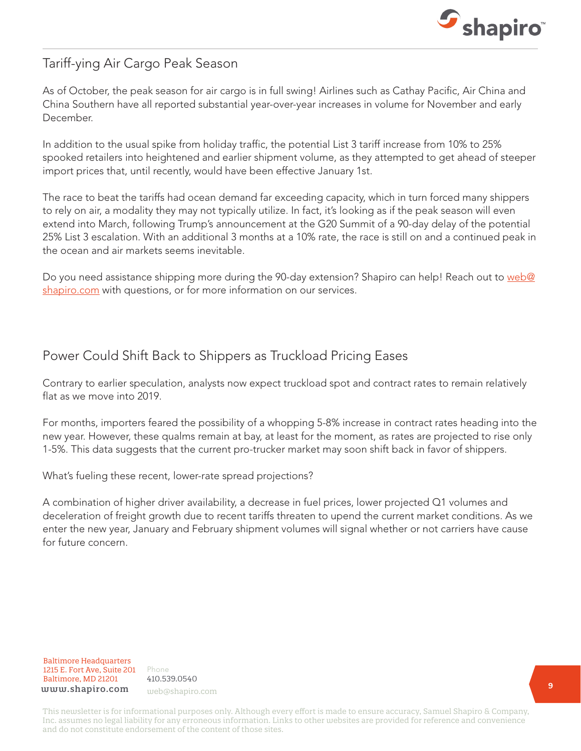## Tariff-ying Air Cargo Peak Season

As of October, the peak season for air cargo is in full swing! Airlines such as Cathay Pacific, Air China and China Southern have all reported substantial year-over-year increases in volume for November and early December.

In addition to the usual spike from holiday traffic, the potential List 3 tariff increase from 10% to 25% spooked retailers into heightened and earlier shipment volume, as they attempted to get ahead of steeper import prices that, until recently, would have been effective January 1st.

The race to beat the tariffs had ocean demand far exceeding capacity, which in turn forced many shippers to rely on air, a modality they may not typically utilize. In fact, it's looking as if the peak season will even extend into March, following Trump's announcement at the G20 Summit of a 90-day delay of the potential 25% List 3 escalation. With an additional 3 months at a 10% rate, the race is still on and a continued peak in the ocean and air markets seems inevitable.

Do you need assistance shipping more during the 90-day extension? Shapiro can help! Reach out to web@shapiro.com with questions, or for more information on our services.

## Power Could Shift Back to Shippers as Truckload Pricing Eases

Contrary to earlier speculation, analysts now expect truckload spot and contract rates to remain relatively flat as we move into 2019.

For months, importers feared the possibility of a whopping 5-8% increase in contract rates heading into the new year. However, these qualms remain at bay, at least for the moment, as rates are projected to rise only 1-5%. This data suggests that the current pro-trucker market may soon shift back in favor of shippers.

What's fueling these recent, lower-rate spread projections?

A combination of higher driver availability, a decrease in fuel prices, lower projected Q1 volumes and deceleration of freight growth due to recent tariffs threaten to upend the current market conditions. As we enter the new year, January and February shipment volumes will signal whether or not carriers have cause for future concern.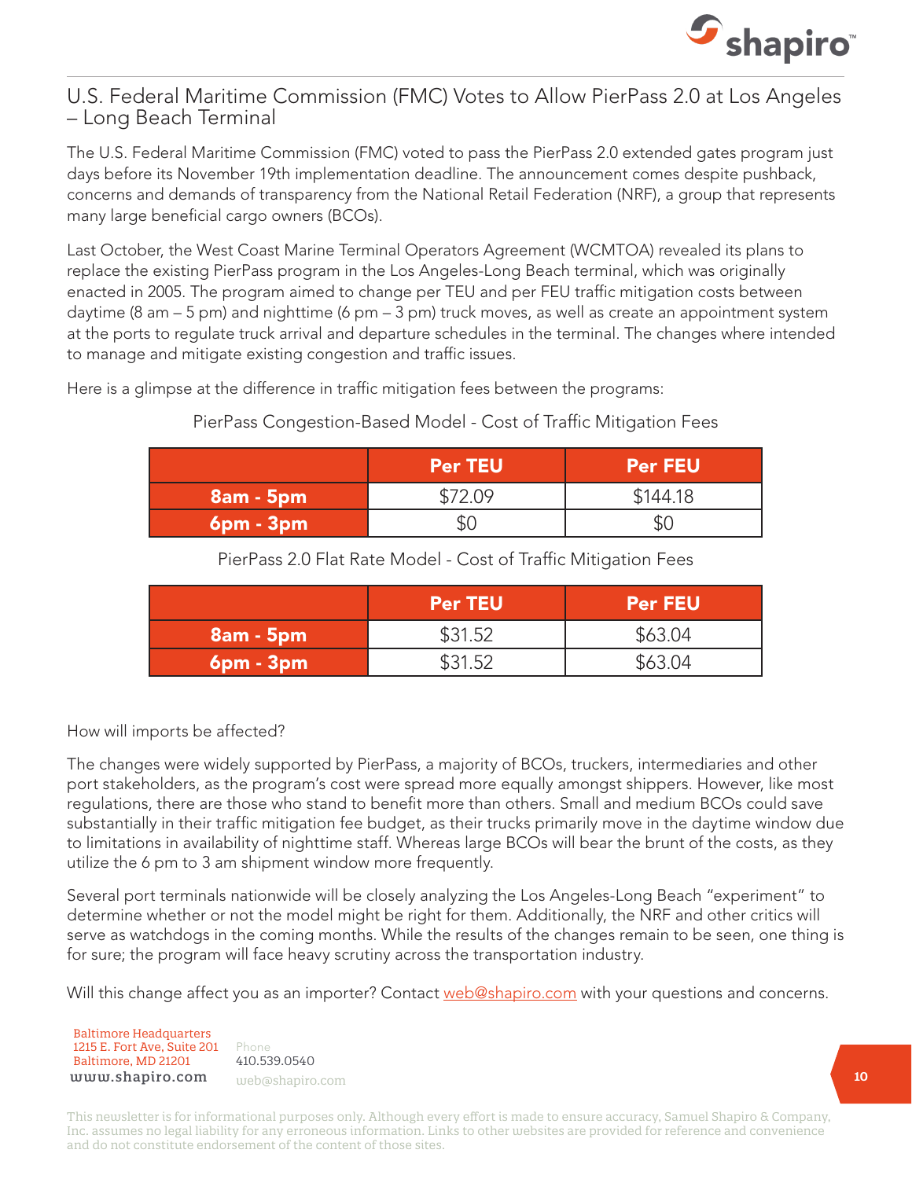## U.S. Federal Maritime Commission (FMC) Votes to Allow PierPass 2.0 at Los Angeles – Long Beach Terminal

The U.S. Federal Maritime Commission (FMC) voted to pass the PierPass 2.0 extended gates program just days before its November 19th implementation deadline. The announcement comes despite pushback, concerns and demands of transparency from the National Retail Federation (NRF), a group that represents many large beneficial cargo owners (BCOs).

Last October, the West Coast Marine Terminal Operators Agreement (WCMTOA) revealed its plans to replace the existing PierPass program in the Los Angeles-Long Beach terminal, which was originally enacted in 2005. The program aimed to change per TEU and per FEU traffic mitigation costs between daytime (8 am – 5 pm) and nighttime (6 pm – 3 pm) truck moves, as well as create an appointment system at the ports to regulate truck arrival and departure schedules in the terminal. The changes where intended to manage and mitigate existing congestion and traffic issues.

Here is a glimpse at the difference in traffic mitigation fees between the programs:

PierPass Congestion-Based Model - Cost of Traffic Mitigation Fees

| | Per TEU | Per FEU |
|---|---|---|
| **8am - 5pm** | $72.09 | $144.18 |
| **6pm - 3pm** | $0 | $0 |

PierPass 2.0 Flat Rate Model - Cost of Traffic Mitigation Fees

| | Per TEU | Per FEU |
|---|---|---|
| **8am - 5pm** | $31.52 | $63.04 |
| **6pm - 3pm** | $31.52 | $63.04 |

How will imports be affected?

The changes were widely supported by PierPass, a majority of BCOs, truckers, intermediaries and other port stakeholders, as the program's cost were spread more equally amongst shippers. However, like most regulations, there are those who stand to benefit more than others. Small and medium BCOs could save substantially in their traffic mitigation fee budget, as their trucks primarily move in the daytime window due to limitations in availability of nighttime staff. Whereas large BCOs will bear the brunt of the costs, as they utilize the 6 pm to 3 am shipment window more frequently.

Several port terminals nationwide will be closely analyzing the Los Angeles-Long Beach "experiment" to determine whether or not the model might be right for them. Additionally, the NRF and other critics will serve as watchdogs in the coming months. While the results of the changes remain to be seen, one thing is for sure; the program will face heavy scrutiny across the transportation industry.

Will this change affect you as an importer? Contact web@shapiro.com with your questions and concerns.

Baltimore Headquarters
1215 E. Fort Ave, Suite 201
Baltimore, MD 21201
www.shapiro.com

Phone
410.539.0540
web@shapiro.com

This newsletter is for informational purposes only. Although every effort is made to ensure accuracy, Samuel Shapiro & Company, Inc. assumes no legal liability for any erroneous information. Links to other websites are provided for reference and convenience and do not constitute endorsement of the content of those sites.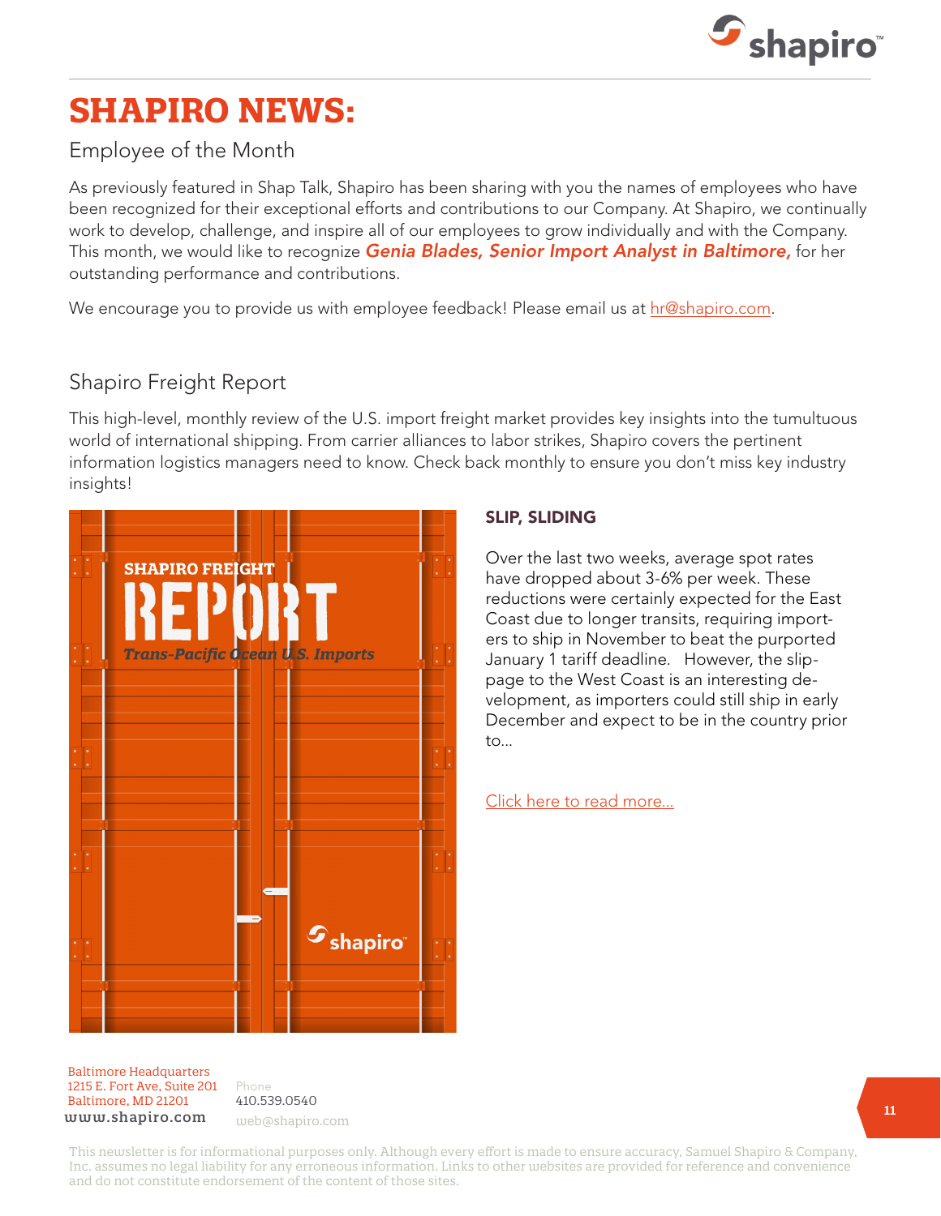# SHAPIRO NEWS:

## Employee of the Month

As previously featured in Shap Talk, Shapiro has been sharing with you the names of employees who have been recognized for their exceptional efforts and contributions to our Company. At Shapiro, we continually work to develop, challenge, and inspire all of our employees to grow individually and with the Company. This month, we would like to recognize ***Genia Blades, Senior Import Analyst in Baltimore,*** for her outstanding performance and contributions.

We encourage you to provide us with employee feedback! Please email us at hr@shapiro.com.

## Shapiro Freight Report

This high-level, monthly review of the U.S. import freight market provides key insights into the tumultuous world of international shipping. From carrier alliances to labor strikes, Shapiro covers the pertinent information logistics managers need to know. Check back monthly to ensure you don't miss key industry insights!

SHAPIRO FREIGHT

REPORT

*Trans-Pacific Ocean U.S. Imports*

### SLIP, SLIDING

Over the last two weeks, average spot rates have dropped about 3-6% per week. These reductions were certainly expected for the East Coast due to longer transits, requiring importers to ship in November to beat the purported January 1 tariff deadline. However, the slippage to the West Coast is an interesting development, as importers could still ship in early December and expect to be in the country prior to...

Click here to read more...

Baltimore Headquarters
1215 E. Fort Ave, Suite 201
Baltimore, MD 21201
www.shapiro.com

Phone
410.539.0540
web@shapiro.com

This newsletter is for informational purposes only. Although every effort is made to ensure accuracy, Samuel Shapiro & Company, Inc. assumes no legal liability for any erroneous information. Links to other websites are provided for reference and convenience and do not constitute endorsement of the content of those sites.